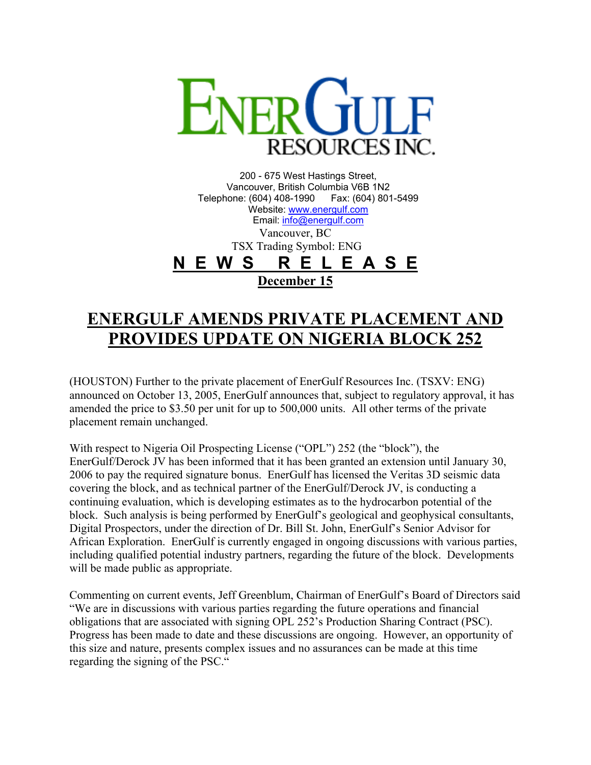**ENERGULF RESOURCES INC.**

200 - 675 West Hastings Street,
Vancouver, British Columbia V6B 1N2
Telephone: (604) 408-1990 Fax: (604) 801-5499
Website: www.energulf.com
Email: info@energulf.com
Vancouver, BC
TSX Trading Symbol: ENG

**N E W S R E L E A S E**

**December 15**

# ENERGULF AMENDS PRIVATE PLACEMENT AND PROVIDES UPDATE ON NIGERIA BLOCK 252

(HOUSTON) Further to the private placement of EnerGulf Resources Inc. (TSXV: ENG) announced on October 13, 2005, EnerGulf announces that, subject to regulatory approval, it has amended the price to $3.50 per unit for up to 500,000 units. All other terms of the private placement remain unchanged.

With respect to Nigeria Oil Prospecting License ("OPL") 252 (the "block"), the EnerGulf/Derock JV has been informed that it has been granted an extension until January 30, 2006 to pay the required signature bonus. EnerGulf has licensed the Veritas 3D seismic data covering the block, and as technical partner of the EnerGulf/Derock JV, is conducting a continuing evaluation, which is developing estimates as to the hydrocarbon potential of the block. Such analysis is being performed by EnerGulf's geological and geophysical consultants, Digital Prospectors, under the direction of Dr. Bill St. John, EnerGulf's Senior Advisor for African Exploration. EnerGulf is currently engaged in ongoing discussions with various parties, including qualified potential industry partners, regarding the future of the block. Developments will be made public as appropriate.

Commenting on current events, Jeff Greenblum, Chairman of EnerGulf's Board of Directors said "We are in discussions with various parties regarding the future operations and financial obligations that are associated with signing OPL 252's Production Sharing Contract (PSC). Progress has been made to date and these discussions are ongoing. However, an opportunity of this size and nature, presents complex issues and no assurances can be made at this time regarding the signing of the PSC."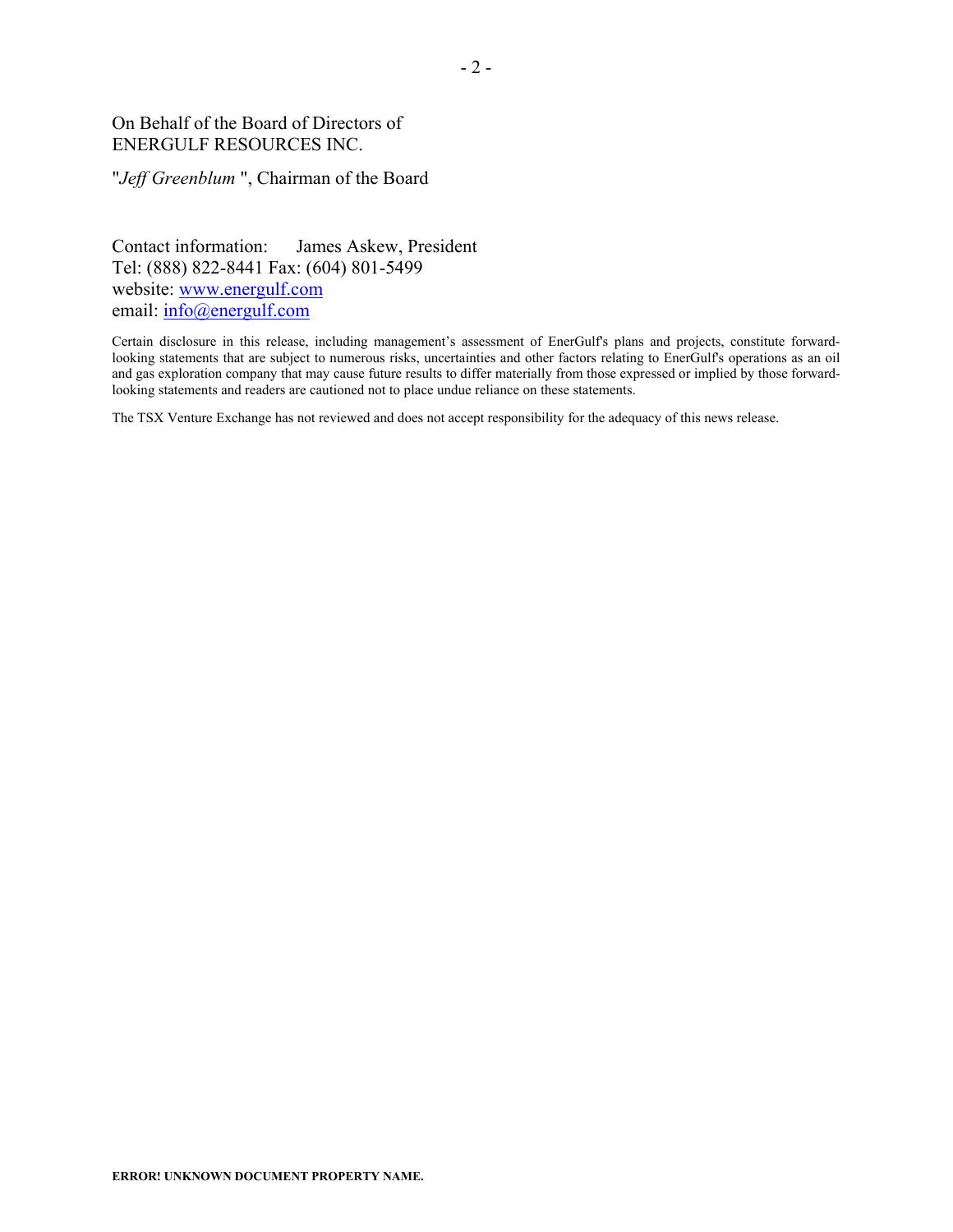On Behalf of the Board of Directors of
ENERGULF RESOURCES INC.

"*Jeff Greenblum* ", Chairman of the Board

Contact information: James Askew, President
Tel: (888) 822-8441 Fax: (604) 801-5499
website: www.energulf.com
email: info@energulf.com

Certain disclosure in this release, including management's assessment of EnerGulf's plans and projects, constitute forward-looking statements that are subject to numerous risks, uncertainties and other factors relating to EnerGulf's operations as an oil and gas exploration company that may cause future results to differ materially from those expressed or implied by those forward-looking statements and readers are cautioned not to place undue reliance on these statements.

The TSX Venture Exchange has not reviewed and does not accept responsibility for the adequacy of this news release.

**ERROR! UNKNOWN DOCUMENT PROPERTY NAME.**